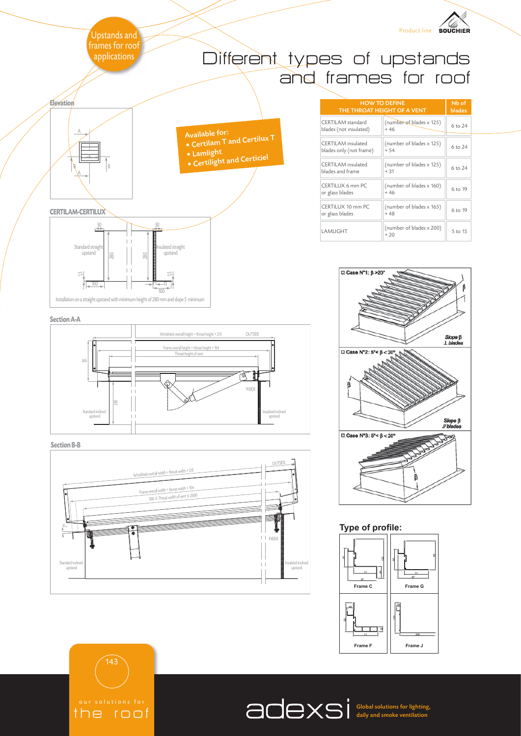Upstands and frames for roof applications

Product line SOUCHIER

# Different types of upstands and frames for roof

**Available for:**
- **Certilam T and Certilux T**
- **Lamlight**
- **Certilight and Certiciel**

| HOW TO DEFINE THE THROAT HEIGHT OF A VENT | | Nb of blades |
|---|---|---|
| CERTILAM standard blades (not insulated) | (number of blades x 125) + 46 | 6 to 24 |
| CERTILAM insulated blades only (not frame) | (number of blades x 125) + 54 | 6 to 24 |
| CERTILAM insulated blades and frame | (number of blades x 125) + 31 | 6 to 24 |
| CERTILUX 6 mm PC or glass blades | (number of blades x 160) + 46 | 6 to 19 |
| CERTILUX 10 mm PC or glass blades | (number of blades x 165) + 48 | 6 to 19 |
| LAMLIGHT | (number of blades x 200) + 20 | 5 to 15 |

## Elevation

## CERTILAM-CERTILUX

Standard straight upstand — Insulated straight upstand

Installation on a straight upstand with minimum height of 280 mm and slope 5 minimum

## Section A-A

Windshiels overall height = throat height + 215

Frame overall height = throat height + 154

Throat height of vent

OUTSIDE — INSIDE

Standard inclined upstand — Insulated inclined upstand

## Section B-B

Windshiels overall width = throat width + 215

Frame overall width = throat width + 154

500 ≤ Throat width of vent ≤ 2000

OUTSIDE — INSIDE

Standard inclined upstand — Insulated inclined upstand

Case N°1: β >20° — Slope β ⊥ blades

Case N°2: 5°< β <20° — Slope β // blades

Case N°3: 5°< β <20°

## Type of profile:

Frame C — Frame G — Frame F — Frame J

our solutions for the roof

adexsi — Global solutions for lighting, daily and smoke ventilation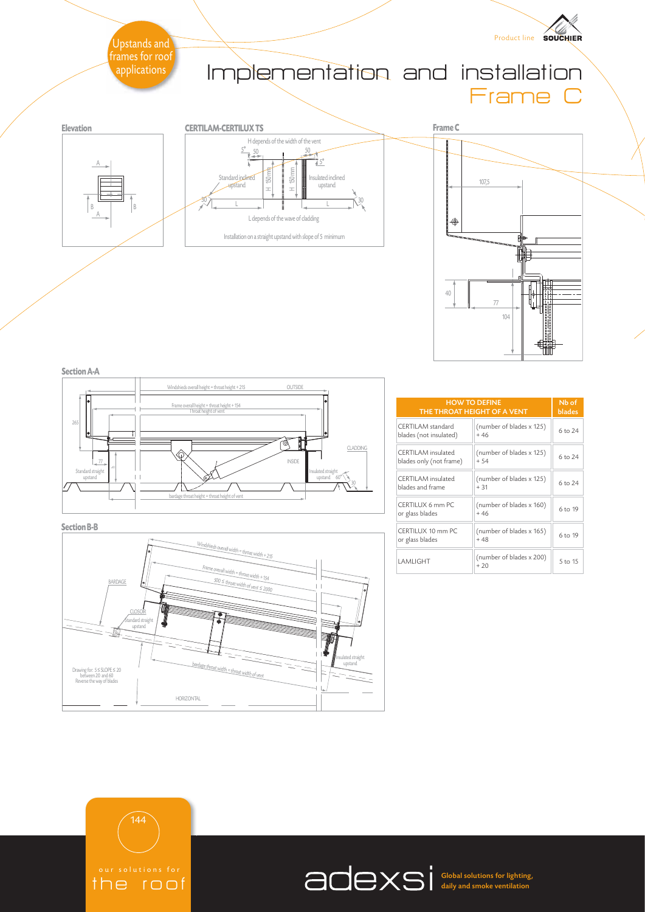Upstands and frames for roof applications

# Implementation and installation
## Frame C

**Elevation**

**CERTILAM-CERTILUX TS**

H depends of the width of the vent

Standard inclined upstand

Insulated inclined upstand

L depends of the wave of cladding

Installation on a straight upstand with slope of 5 minimum

**Frame C**

**Section A-A**

Windshields overall height = throat height + 215

Frame overall height = throat height + 154

Throat height of vent

Standard straight upstand

Insulated straight upstand

bardage throat height = throat height of vent

**Section B-B**

Windshields overall width = throat width + 215

Frame overall width = throat width + 154

500 ≤ throat width of vent ≤ 2000

bardage throat width = throat width of vent

Drawing for: 5 ≤ SLOPE ≤ 20
between 20 and 60
Reverse the way of blades

| HOW TO DEFINE THE THROAT HEIGHT OF A VENT | | Nb of blades |
|---|---|---|
| CERTILAM standard blades (not insulated) | (number of blades x 125) + 46 | 6 to 24 |
| CERTILAM insulated blades only (not frame) | (number of blades x 125) + 54 | 6 to 24 |
| CERTILAM insulated blades and frame | (number of blades x 125) + 31 | 6 to 24 |
| CERTILUX 6 mm PC or glass blades | (number of blades x 160) + 46 | 6 to 19 |
| CERTILUX 10 mm PC or glass blades | (number of blades x 165) + 48 | 6 to 19 |
| LAMLIGHT | (number of blades x 200) + 20 | 5 to 15 |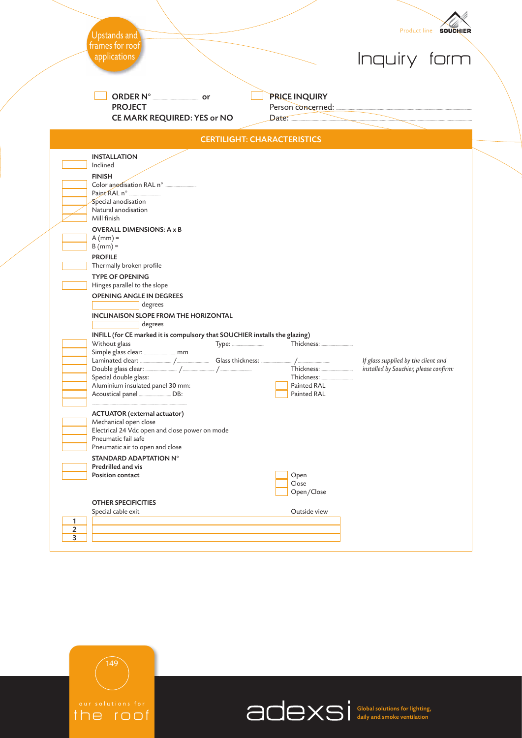Upstands and frames for roof applications

Product line SOUCHIER

# Inquiry form

☐ **ORDER N°** .................. **or**
**PROJECT**
**CE MARK REQUIRED: YES or NO**

☐ **PRICE INQUIRY**
Person concerned: ..................
Date: ..................

## CERTILIGHT: CHARACTERISTICS

**INSTALLATION**
☐ Inclined

**FINISH**
☐ Color anodisation RAL n° ..................
☐ Paint RAL n° ..................
☐ Special anodisation
☐ Natural anodisation
☐ Mill finish

**OVERALL DIMENSIONS: A x B**
☐ A (mm) =
☐ B (mm) =

**PROFILE**
☐ Thermally broken profile

**TYPE OF OPENING**
☐ Hinges parallel to the slope

**OPENING ANGLE IN DEGREES**
☐ degrees

**INCLINAISON SLOPE FROM THE HORIZONTAL**
☐ degrees

**INFILL (for CE marked it is compulsory that SOUCHIER installs the glazing)**
☐ Without glass — Type: .................. Thickness: ..................
☐ Simple glass clear: .................. mm
☐ Laminated clear: .................. / .................. Glass thickness: .................. / ..................
☐ Double glass clear: .................. / .................. / .................. Thickness: ..................
☐ Special double glass: Thickness: ..................
☐ Aluminium insulated panel 30 mm: ☐ Painted RAL
☐ Acoustical panel .................. DB: ☐ Painted RAL
☐ ..................

*If glass supplied by the client and installed by Souchier, please confirm:*

**ACTUATOR (external actuator)**
☐ Mechanical open close
☐ Electrical 24 Vdc open and close power on mode
☐ Pneumatic fail safe
☐ Pneumatic air to open and close

**STANDARD ADAPTATION N°**
☐ **Predrilled and vis**
☐ **Position contact** — ☐ Open ☐ Close ☐ Open/Close

**OTHER SPECIFICITIES**
Special cable exit — Outside view

1. ..................
2. ..................
3. ..................

our solutions for the roof

adexsi — Global solutions for lighting, daily and smoke ventilation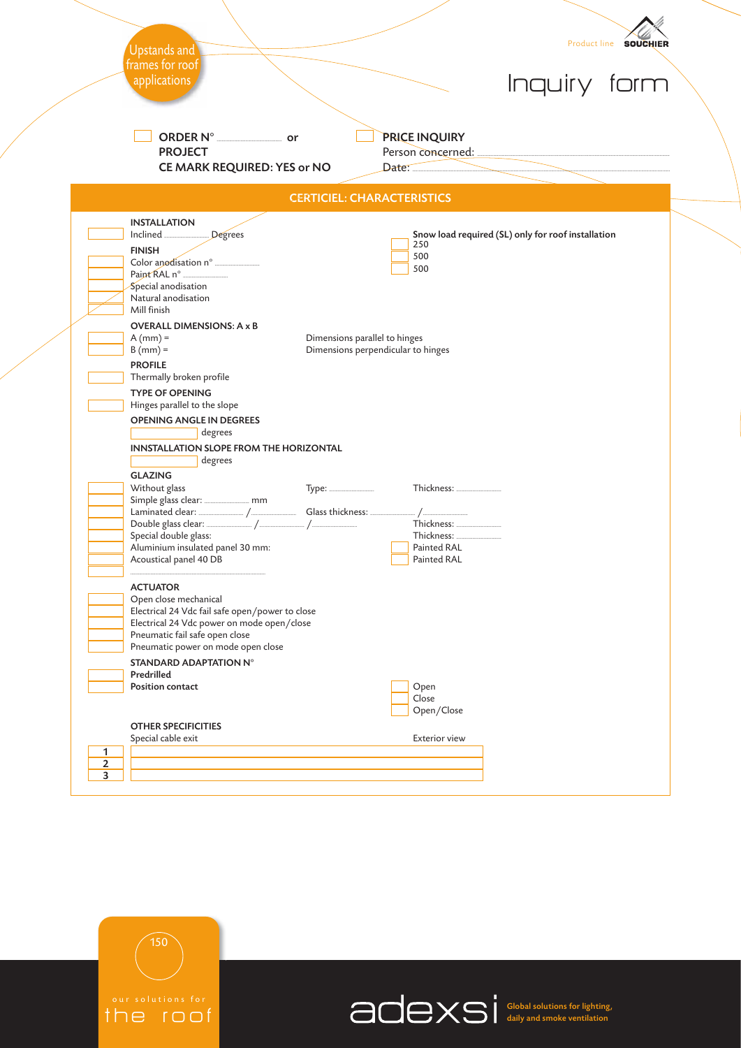Upstands and frames for roof applications

Product line SOUCHIER

# Inquiry form

☐ **ORDER N°** .................... **or**
**PROJECT**
**CE MARK REQUIRED: YES or NO**

☐ **PRICE INQUIRY**
Person concerned: ....................
Date: ....................

## CERTICIEL: CHARACTERISTICS

**INSTALLATION**

☐ Inclined .................... Degrees

**Snow load required (SL) only for roof installation**

☐ 250
☐ 500
☐ 500

**FINISH**

☐ Color anodisation n° ....................
☐ Paint RAL n° ....................
☐ Special anodisation
☐ Natural anodisation
☐ Mill finish

**OVERALL DIMENSIONS: A x B**

☐ A (mm) = — Dimensions parallel to hinges
☐ B (mm) = — Dimensions perpendicular to hinges

**PROFILE**

☐ Thermally broken profile

**TYPE OF OPENING**

☐ Hinges parallel to the slope

**OPENING ANGLE IN DEGREES**

☐ degrees

**INNSTALLATION SLOPE FROM THE HORIZONTAL**

☐ degrees

**GLAZING**

☐ Without glass — Type: .................... — Thickness: ....................
☐ Simple glass clear: .................... mm
☐ Laminated clear: .................... / .................... — Glass thickness: .................... / ....................
☐ Double glass clear: .................... / .................... / .................... — Thickness: ....................
☐ Special double glass: — Thickness: ....................
☐ Aluminium insulated panel 30 mm: — ☐ Painted RAL
☐ Acoustical panel 40 DB — ☐ Painted RAL
☐ ....................

**ACTUATOR**

☐ Open close mechanical
☐ Electrical 24 Vdc fail safe open/power to close
☐ Electrical 24 Vdc power on mode open/close
☐ Pneumatic fail safe open close
☐ Pneumatic power on mode open close

**STANDARD ADAPTATION N°**

☐ **Predrilled**
☐ **Position contact**

☐ Open
☐ Close
☐ Open/Close

**OTHER SPECIFICITIES**

Special cable exit — Exterior view

| | |
|---|---|
| 1 | |
| 2 | |
| 3 | |

our solutions for the roof

adexsi Global solutions for lighting, daily and smoke ventilation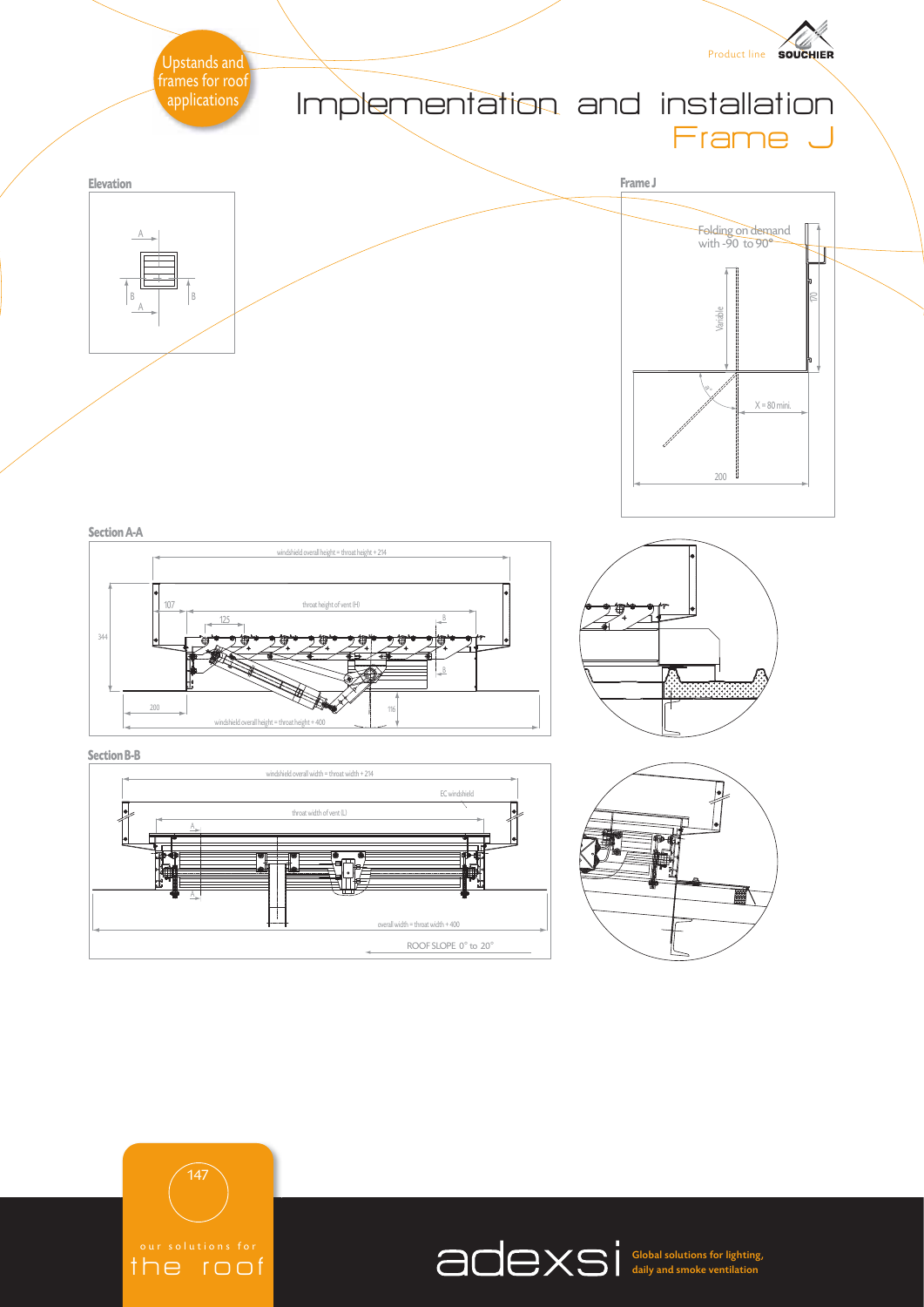Upstands and frames for roof applications

Product line SOUCHIER

# Implementation and installation
## Frame J

**Elevation**

A

B B

A

**Frame J**

Folding on demand with -90 to 90°

Variable

170

X = 80 mini.

200

**Section A-A**

windshield overall height = throat height + 214

107

throat height of vent (H)

125

B

B

344

200

116

windshield overall height = throat height + 400

**Section B-B**

windshield overall width = throat width + 214

EC windshield

throat width of vent (L)

A

A

overall width = throat width + 400

ROOF SLOPE 0° to 20°

our solutions for the roof

adexsi Global solutions for lighting, daily and smoke ventilation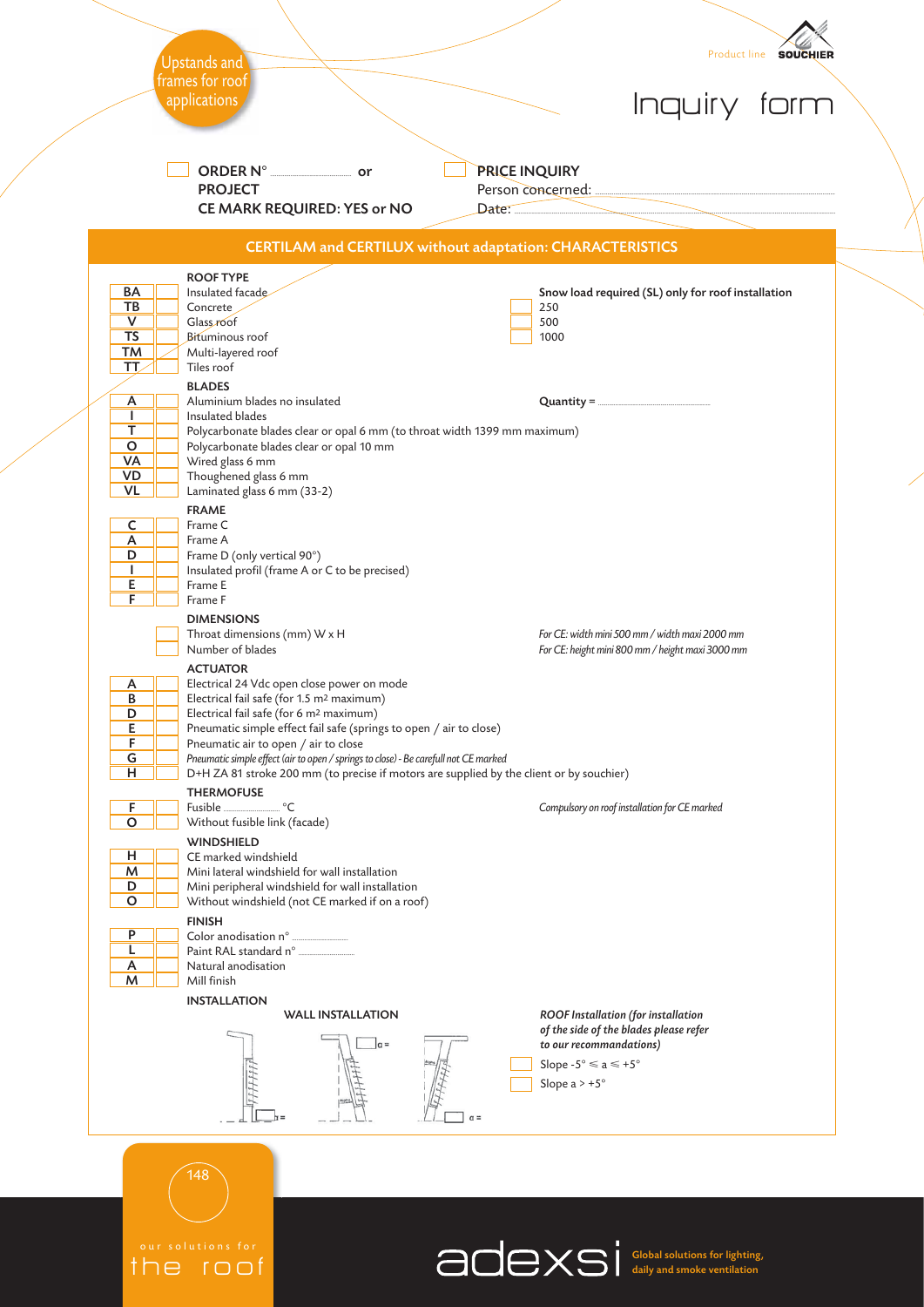Upstands and frames for roof applications

Product line SOUCHIER

# Inquiry form

☐ **ORDER N°** .................. **or**
**PROJECT**
**CE MARK REQUIRED: YES or NO**

☐ **PRICE INQUIRY**
Person concerned: ..................
Date: ..................

## CERTILAM and CERTILUX without adaptation: CHARACTERISTICS

**ROOF TYPE**

| Code | ☐ | Description |
|---|---|---|
| BA | | Insulated facade |
| TB | | Concrete |
| V | | Glass roof |
| TS | | Bituminous roof |
| TM | | Multi-layered roof |
| TT | | Tiles roof |

**Snow load required (SL) only for roof installation**

- ☐ 250
- ☐ 500
- ☐ 1000

**BLADES**

| Code | ☐ | Description |
|---|---|---|
| A | | Aluminium blades no insulated |
| I | | Insulated blades |
| T | | Polycarbonate blades clear or opal 6 mm (to throat width 1399 mm maximum) |
| O | | Polycarbonate blades clear or opal 10 mm |
| VA | | Wired glass 6 mm |
| VD | | Thoughened glass 6 mm |
| VL | | Laminated glass 6 mm (33-2) |

**Quantity =** ..................

**FRAME**

| Code | ☐ | Description |
|---|---|---|
| C | | Frame C |
| A | | Frame A |
| D | | Frame D (only vertical 90°) |
| I | | Insulated profil (frame A or C to be precised) |
| E | | Frame E |
| F | | Frame F |

**DIMENSIONS**

| ☐ | Description |
|---|---|
| | Throat dimensions (mm) W x H |
| | Number of blades |

*For CE: width mini 500 mm / width maxi 2000 mm*
*For CE: height mini 800 mm / height maxi 3000 mm*

**ACTUATOR**

| Code | ☐ | Description |
|---|---|---|
| A | | Electrical 24 Vdc open close power on mode |
| B | | Electrical fail safe (for 1.5 m² maximum) |
| D | | Electrical fail safe (for 6 m² maximum) |
| E | | Pneumatic simple effect fail safe (springs to open / air to close) |
| F | | Pneumatic air to open / air to close |
| G | | *Pneumatic simple effect (air to open / springs to close) - Be carefull not CE marked* |
| H | | D+H ZA 81 stroke 200 mm (to precise if motors are supplied by the client or by souchier) |

**THERMOFUSE**

| Code | ☐ | Description |
|---|---|---|
| F | | Fusible .................. °C |
| O | | Without fusible link (facade) |

*Compulsory on roof installation for CE marked*

**WINDSHIELD**

| Code | ☐ | Description |
|---|---|---|
| H | | CE marked windshield |
| M | | Mini lateral windshield for wall installation |
| D | | Mini peripheral windshield for wall installation |
| O | | Without windshield (not CE marked if on a roof) |

**FINISH**

| Code | ☐ | Description |
|---|---|---|
| P | | Color anodisation n° .................. |
| L | | Paint RAL standard n° .................. |
| A | | Natural anodisation |
| M | | Mill finish |

**INSTALLATION**

**WALL INSTALLATION**

☐ h = ☐ α = ☐ α =

***ROOF Installation (for installation of the side of the blades please refer to our recommandations)***

- ☐ Slope -5° ≤ a ≤ +5°
- ☐ Slope a > +5°

our solutions for the roof

adexsi — Global solutions for lighting, daily and smoke ventilation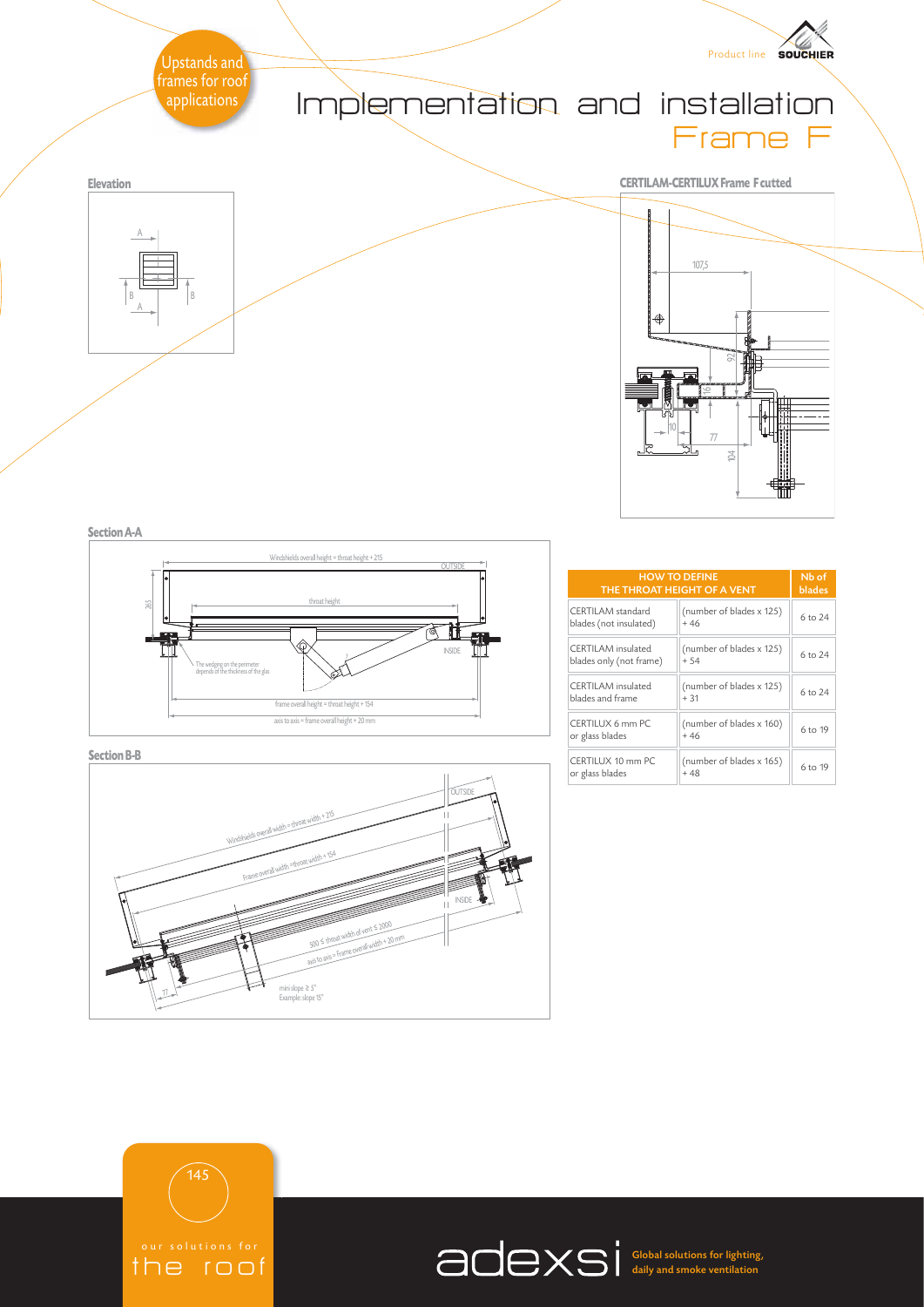Upstands and frames for roof applications

# Implementation and installation
## Frame F

**Elevation**

**CERTILAM-CERTILUX Frame F cutted**

**Section A-A**

Windshields overall height = throat height + 215

throat height

The wedging on the perimeter depends of the thickness of the glas

frame overall height = throat height + 154

axis to axis = frame overall height + 20 mm

**Section B-B**

Windshields overall width = throat width + 215

Frame overall width = throat width + 154

500 ≤ throat width of vent ≤ 2000

axis to axis = frame overall width + 20 mm

mini slope ≥ 5°
Example: slope 15°

| HOW TO DEFINE THE THROAT HEIGHT OF A VENT | | Nb of blades |
|---|---|---|
| CERTILAM standard blades (not insulated) | (number of blades x 125) + 46 | 6 to 24 |
| CERTILAM insulated blades only (not frame) | (number of blades x 125) + 54 | 6 to 24 |
| CERTILAM insulated blades and frame | (number of blades x 125) + 31 | 6 to 24 |
| CERTILUX 6 mm PC or glass blades | (number of blades x 160) + 46 | 6 to 19 |
| CERTILUX 10 mm PC or glass blades | (number of blades x 165) + 48 | 6 to 19 |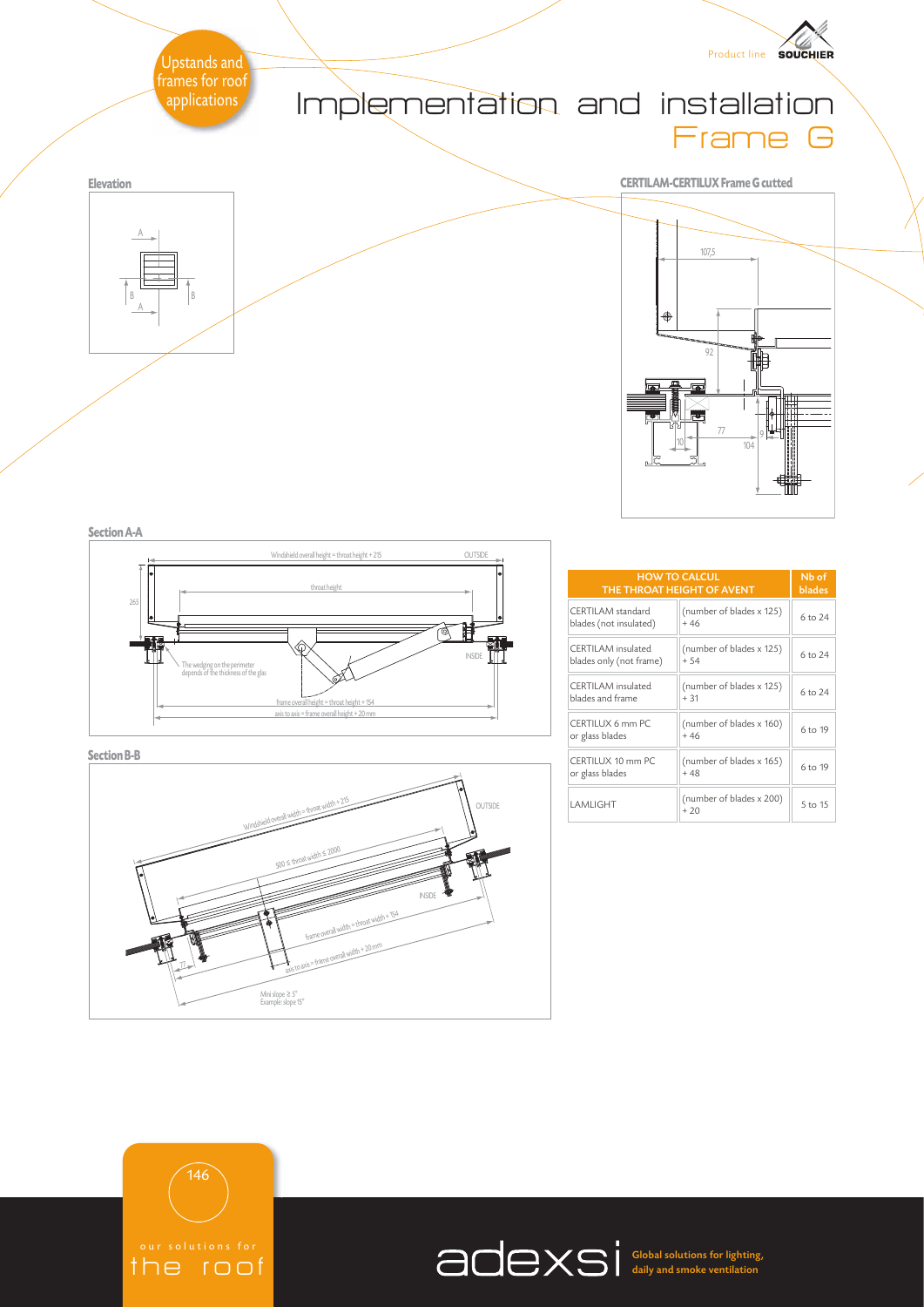Upstands and frames for roof applications

Product line SOUCHIER

# Implementation and installation
## Frame G

**Elevation**

**CERTILAM-CERTILUX Frame G cutted**

**Section A-A**

Windshield overall height = throat height + 215

throat height

frame overall height = throat height + 154

axis to axis = frame overall height + 20 mm

The wedging on the perimeter depends of the thickness of the glas

**Section B-B**

Windshield overall width = throat width + 215

500 ≤ throat width ≤ 2000

frame overall width = throat width + 154

axis to axis = frame overall width + 20 mm

Mini slope ≥ 5°
Example: slope 15°

| HOW TO CALCUL THE THROAT HEIGHT OF AVENT | | Nb of blades |
|---|---|---|
| CERTILAM standard blades (not insulated) | (number of blades x 125) + 46 | 6 to 24 |
| CERTILAM insulated blades only (not frame) | (number of blades x 125) + 54 | 6 to 24 |
| CERTILAM insulated blades and frame | (number of blades x 125) + 31 | 6 to 24 |
| CERTILUX 6 mm PC or glass blades | (number of blades x 160) + 46 | 6 to 19 |
| CERTILUX 10 mm PC or glass blades | (number of blades x 165) + 48 | 6 to 19 |
| LAMLIGHT | (number of blades x 200) + 20 | 5 to 15 |

our solutions for the roof

adexsi Global solutions for lighting, daily and smoke ventilation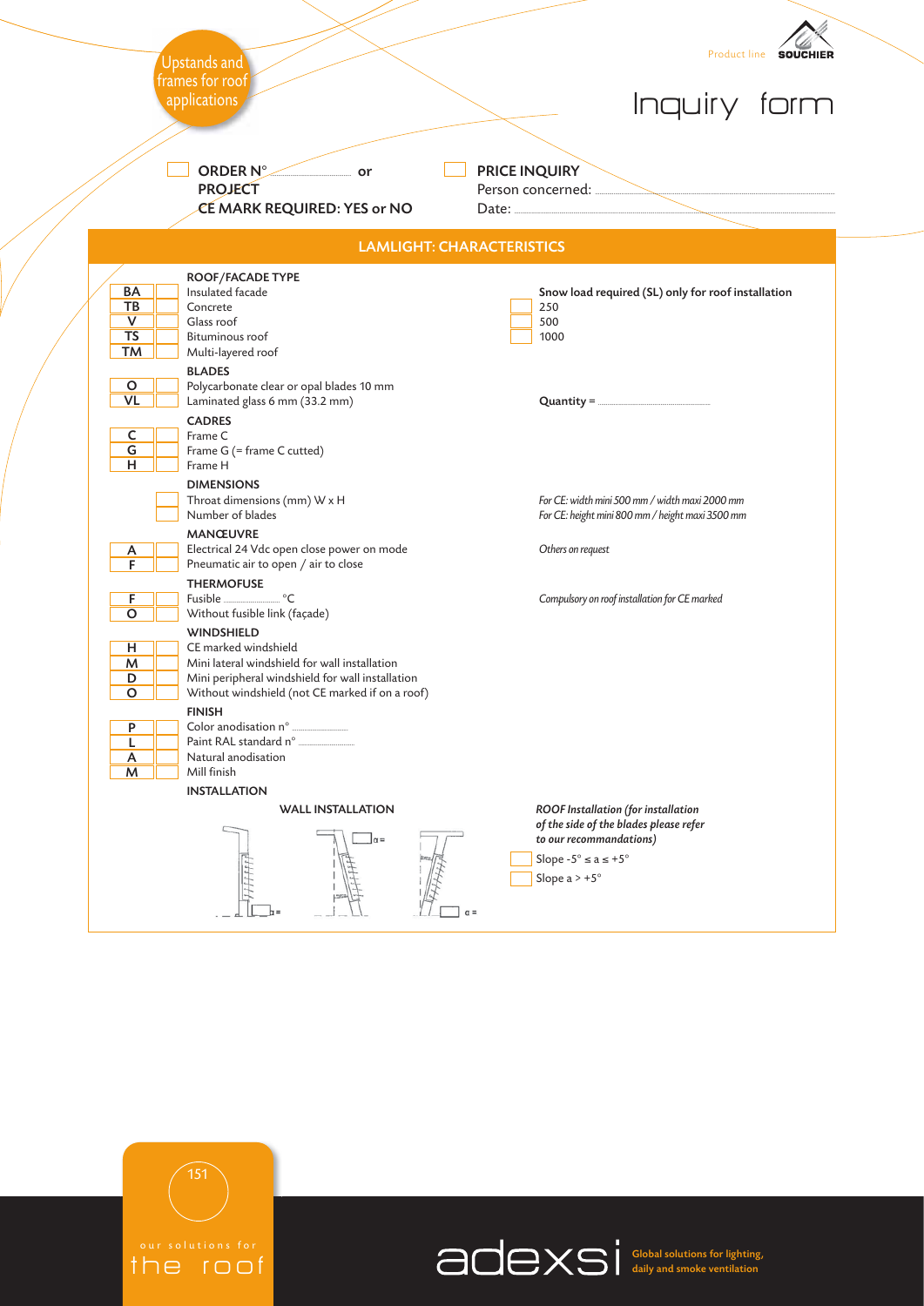Upstands and frames for roof applications

# Inquiry form

☐ **ORDER N°** .................... **or PROJECT**
**CE MARK REQUIRED: YES or NO**

☐ **PRICE INQUIRY**
Person concerned: ....................
Date: ....................

## LAMLIGHT: CHARACTERISTICS

**ROOF/FACADE TYPE**

| Code | | Description |
|---|---|---|
| BA | ☐ | Insulated facade |
| TB | ☐ | Concrete |
| V | ☐ | Glass roof |
| TS | ☐ | Bituminous roof |
| TM | ☐ | Multi-layered roof |

**Snow load required (SL) only for roof installation**

- ☐ 250
- ☐ 500
- ☐ 1000

**BLADES**

| Code | | Description |
|---|---|---|
| O | ☐ | Polycarbonate clear or opal blades 10 mm |
| VL | ☐ | Laminated glass 6 mm (33.2 mm) |

**Quantity =** ....................

**CADRES**

| Code | | Description |
|---|---|---|
| C | ☐ | Frame C |
| G | ☐ | Frame G (= frame C cutted) |
| H | ☐ | Frame H |

**DIMENSIONS**

- ☐ Throat dimensions (mm) W x H
- ☐ Number of blades

*For CE: width mini 500 mm / width maxi 2000 mm*
*For CE: height mini 800 mm / height maxi 3500 mm*

**MANŒUVRE**

| Code | | Description |
|---|---|---|
| A | ☐ | Electrical 24 Vdc open close power on mode |
| F | ☐ | Pneumatic air to open / air to close |

*Others on request*

**THERMOFUSE**

| Code | | Description |
|---|---|---|
| F | ☐ | Fusible .................... °C |
| O | ☐ | Without fusible link (façade) |

*Compulsory on roof installation for CE marked*

**WINDSHIELD**

| Code | | Description |
|---|---|---|
| H | ☐ | CE marked windshield |
| M | ☐ | Mini lateral windshield for wall installation |
| D | ☐ | Mini peripheral windshield for wall installation |
| O | ☐ | Without windshield (not CE marked if on a roof) |

**FINISH**

| Code | | Description |
|---|---|---|
| P | ☐ | Color anodisation n° .................... |
| L | ☐ | Paint RAL standard n° .................... |
| A | ☐ | Natural anodisation |
| M | ☐ | Mill finish |

**INSTALLATION**

**WALL INSTALLATION**

h = ☐ α = ☐ α = ☐

***ROOF Installation (for installation of the side of the blades please refer to our recommandations)***

- ☐ Slope -5° ≤ a ≤ +5°
- ☐ Slope a > +5°

our solutions for the roof

adexsi Global solutions for lighting, daily and smoke ventilation